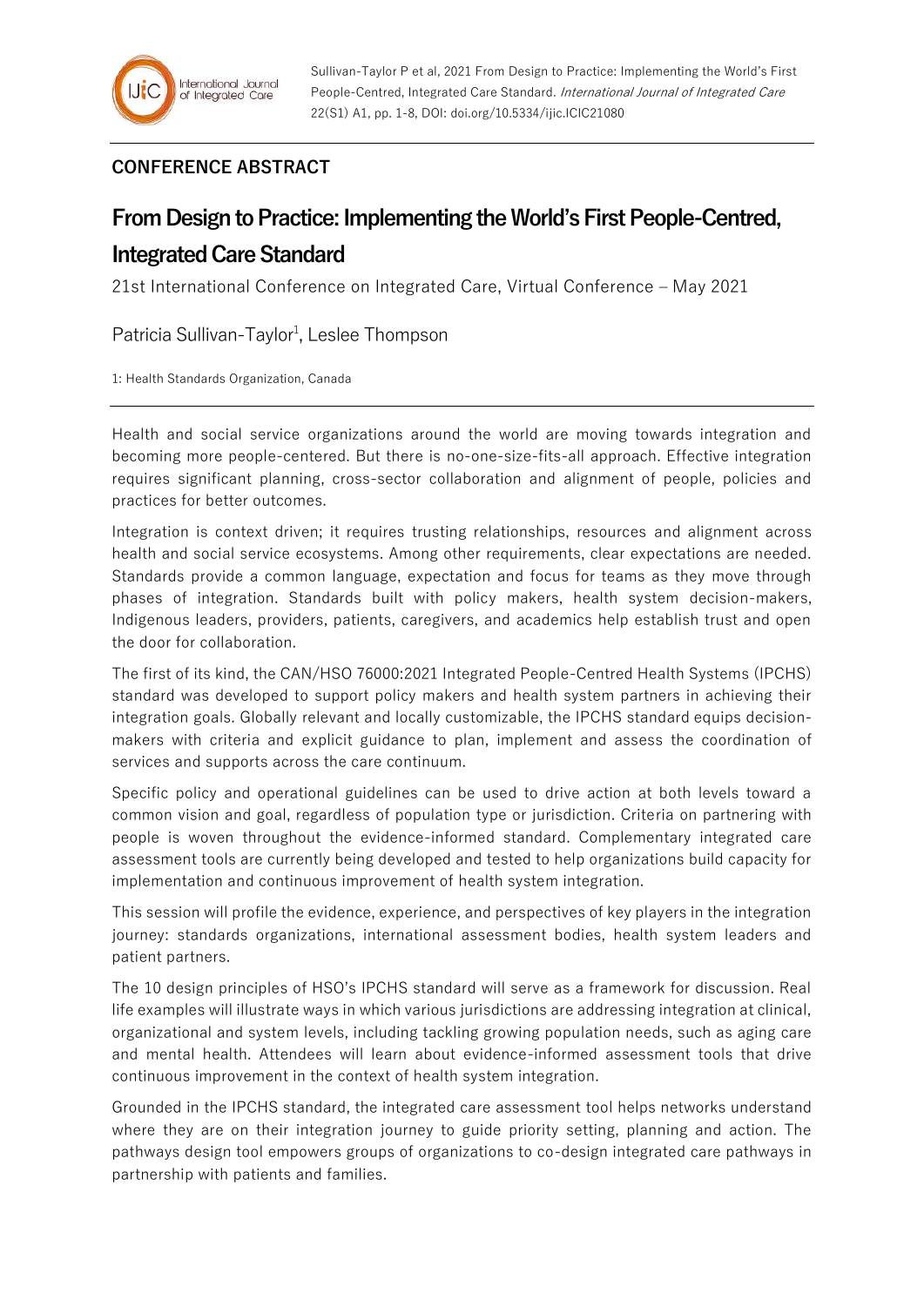## CONFERENCE ABSTRACT

# From Design to Practice: Implementing the World's First People-Centred, Integrated Care Standard

21st International Conference on Integrated Care, Virtual Conference – May 2021

Patricia Sullivan-Taylor[1], Leslee Thompson

1: Health Standards Organization, Canada

Health and social service organizations around the world are moving towards integration and becoming more people-centered. But there is no-one-size-fits-all approach. Effective integration requires significant planning, cross-sector collaboration and alignment of people, policies and practices for better outcomes.

Integration is context driven; it requires trusting relationships, resources and alignment across health and social service ecosystems. Among other requirements, clear expectations are needed. Standards provide a common language, expectation and focus for teams as they move through phases of integration. Standards built with policy makers, health system decision-makers, Indigenous leaders, providers, patients, caregivers, and academics help establish trust and open the door for collaboration.

The first of its kind, the CAN/HSO 76000:2021 Integrated People-Centred Health Systems (IPCHS) standard was developed to support policy makers and health system partners in achieving their integration goals. Globally relevant and locally customizable, the IPCHS standard equips decision-makers with criteria and explicit guidance to plan, implement and assess the coordination of services and supports across the care continuum.

Specific policy and operational guidelines can be used to drive action at both levels toward a common vision and goal, regardless of population type or jurisdiction. Criteria on partnering with people is woven throughout the evidence-informed standard. Complementary integrated care assessment tools are currently being developed and tested to help organizations build capacity for implementation and continuous improvement of health system integration.

This session will profile the evidence, experience, and perspectives of key players in the integration journey: standards organizations, international assessment bodies, health system leaders and patient partners.

The 10 design principles of HSO's IPCHS standard will serve as a framework for discussion. Real life examples will illustrate ways in which various jurisdictions are addressing integration at clinical, organizational and system levels, including tackling growing population needs, such as aging care and mental health. Attendees will learn about evidence-informed assessment tools that drive continuous improvement in the context of health system integration.

Grounded in the IPCHS standard, the integrated care assessment tool helps networks understand where they are on their integration journey to guide priority setting, planning and action. The pathways design tool empowers groups of organizations to co-design integrated care pathways in partnership with patients and families.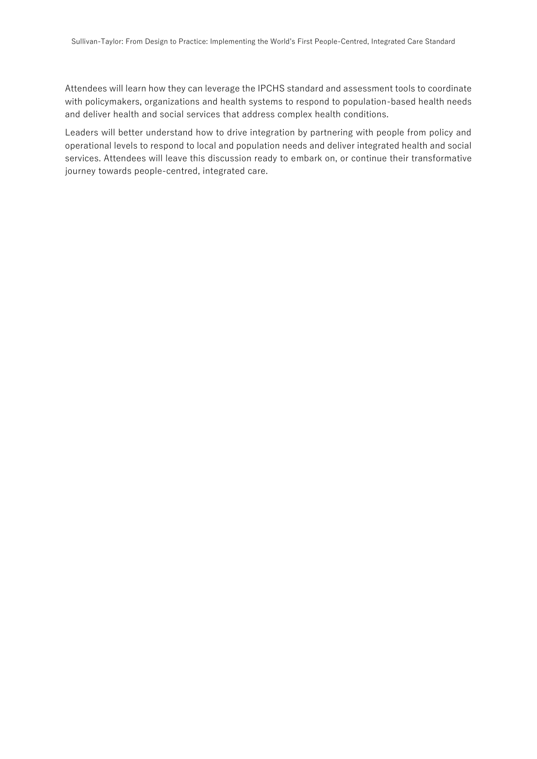Attendees will learn how they can leverage the IPCHS standard and assessment tools to coordinate with policymakers, organizations and health systems to respond to population-based health needs and deliver health and social services that address complex health conditions.

Leaders will better understand how to drive integration by partnering with people from policy and operational levels to respond to local and population needs and deliver integrated health and social services. Attendees will leave this discussion ready to embark on, or continue their transformative journey towards people-centred, integrated care.